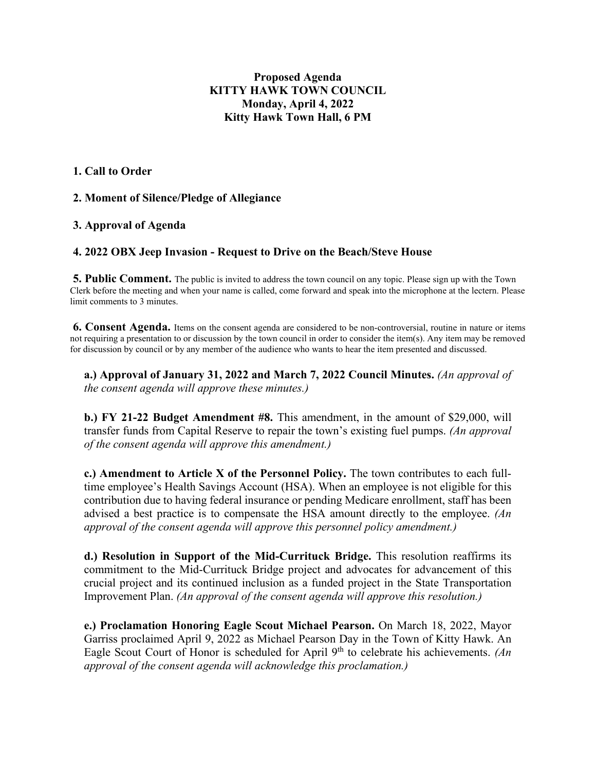# Proposed Agenda
# KITTY HAWK TOWN COUNCIL
## Monday, April 4, 2022
## Kitty Hawk Town Hall, 6 PM

**1. Call to Order**

**2. Moment of Silence/Pledge of Allegiance**

**3. Approval of Agenda**

**4. 2022 OBX Jeep Invasion - Request to Drive on the Beach/Steve House**

**5. Public Comment.** The public is invited to address the town council on any topic. Please sign up with the Town Clerk before the meeting and when your name is called, come forward and speak into the microphone at the lectern. Please limit comments to 3 minutes.

**6. Consent Agenda.** Items on the consent agenda are considered to be non-controversial, routine in nature or items not requiring a presentation to or discussion by the town council in order to consider the item(s). Any item may be removed for discussion by council or by any member of the audience who wants to hear the item presented and discussed.

**a.) Approval of January 31, 2022 and March 7, 2022 Council Minutes.** *(An approval of the consent agenda will approve these minutes.)*

**b.) FY 21-22 Budget Amendment #8.** This amendment, in the amount of $29,000, will transfer funds from Capital Reserve to repair the town's existing fuel pumps. *(An approval of the consent agenda will approve this amendment.)*

**c.) Amendment to Article X of the Personnel Policy.** The town contributes to each full-time employee's Health Savings Account (HSA). When an employee is not eligible for this contribution due to having federal insurance or pending Medicare enrollment, staff has been advised a best practice is to compensate the HSA amount directly to the employee. *(An approval of the consent agenda will approve this personnel policy amendment.)*

**d.) Resolution in Support of the Mid-Currituck Bridge.** This resolution reaffirms its commitment to the Mid-Currituck Bridge project and advocates for advancement of this crucial project and its continued inclusion as a funded project in the State Transportation Improvement Plan. *(An approval of the consent agenda will approve this resolution.)*

**e.) Proclamation Honoring Eagle Scout Michael Pearson.** On March 18, 2022, Mayor Garriss proclaimed April 9, 2022 as Michael Pearson Day in the Town of Kitty Hawk. An Eagle Scout Court of Honor is scheduled for April 9th to celebrate his achievements. *(An approval of the consent agenda will acknowledge this proclamation.)*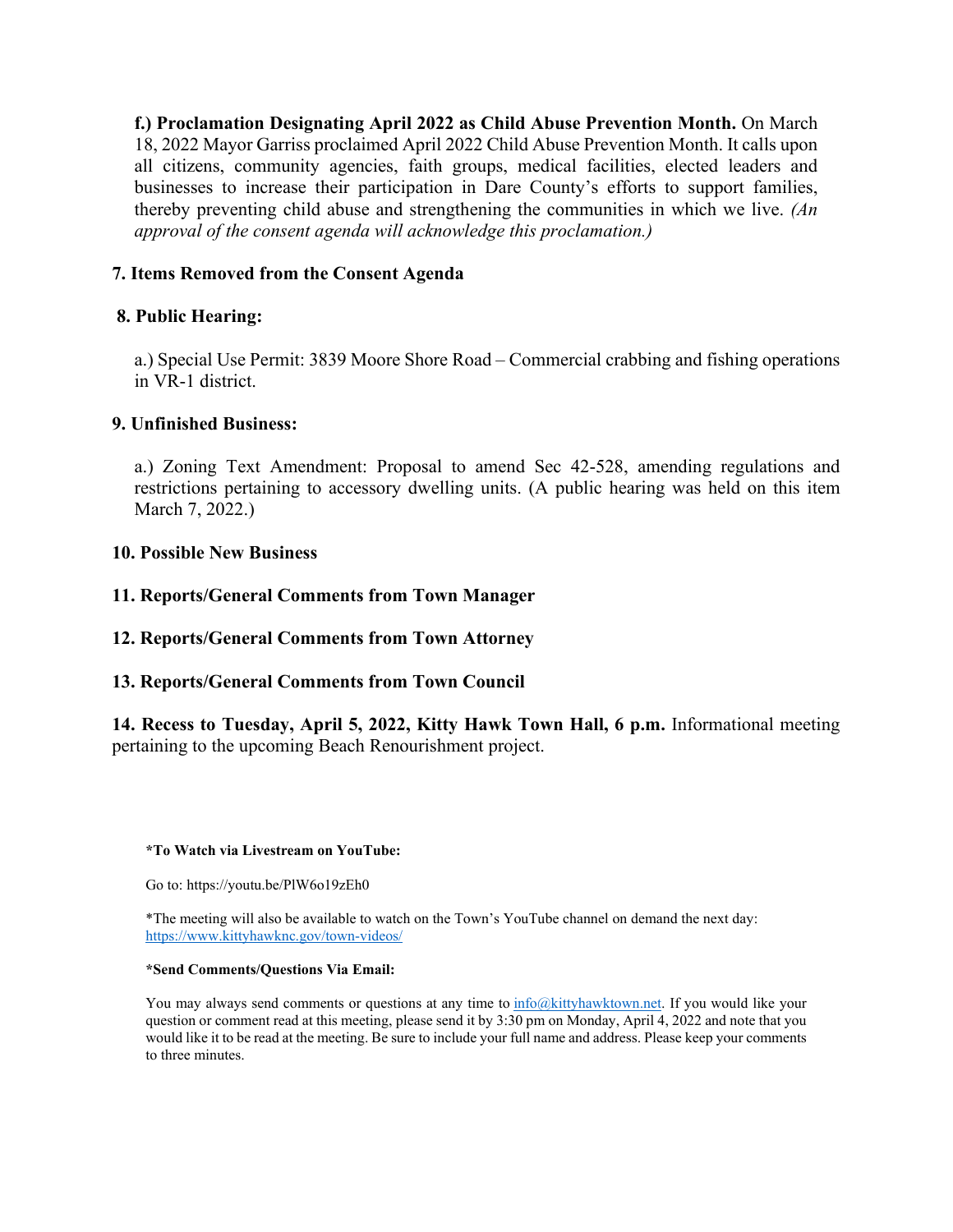**f.) Proclamation Designating April 2022 as Child Abuse Prevention Month.** On March 18, 2022 Mayor Garriss proclaimed April 2022 Child Abuse Prevention Month. It calls upon all citizens, community agencies, faith groups, medical facilities, elected leaders and businesses to increase their participation in Dare County's efforts to support families, thereby preventing child abuse and strengthening the communities in which we live. *(An approval of the consent agenda will acknowledge this proclamation.)*

**7. Items Removed from the Consent Agenda**

**8. Public Hearing:**

a.) Special Use Permit: 3839 Moore Shore Road – Commercial crabbing and fishing operations in VR-1 district.

**9. Unfinished Business:**

a.) Zoning Text Amendment: Proposal to amend Sec 42-528, amending regulations and restrictions pertaining to accessory dwelling units. (A public hearing was held on this item March 7, 2022.)

**10. Possible New Business**

**11. Reports/General Comments from Town Manager**

**12. Reports/General Comments from Town Attorney**

**13. Reports/General Comments from Town Council**

**14. Recess to Tuesday, April 5, 2022, Kitty Hawk Town Hall, 6 p.m.** Informational meeting pertaining to the upcoming Beach Renourishment project.

**\*To Watch via Livestream on YouTube:**

Go to: https://youtu.be/PlW6o19zEh0

*The meeting will also be available to watch on the Town's YouTube channel on demand the next day: https://www.kittyhawknc.gov/town-videos/

**\*Send Comments/Questions Via Email:**

You may always send comments or questions at any time to info@kittyhawktown.net. If you would like your question or comment read at this meeting, please send it by 3:30 pm on Monday, April 4, 2022 and note that you would like it to be read at the meeting. Be sure to include your full name and address. Please keep your comments to three minutes.